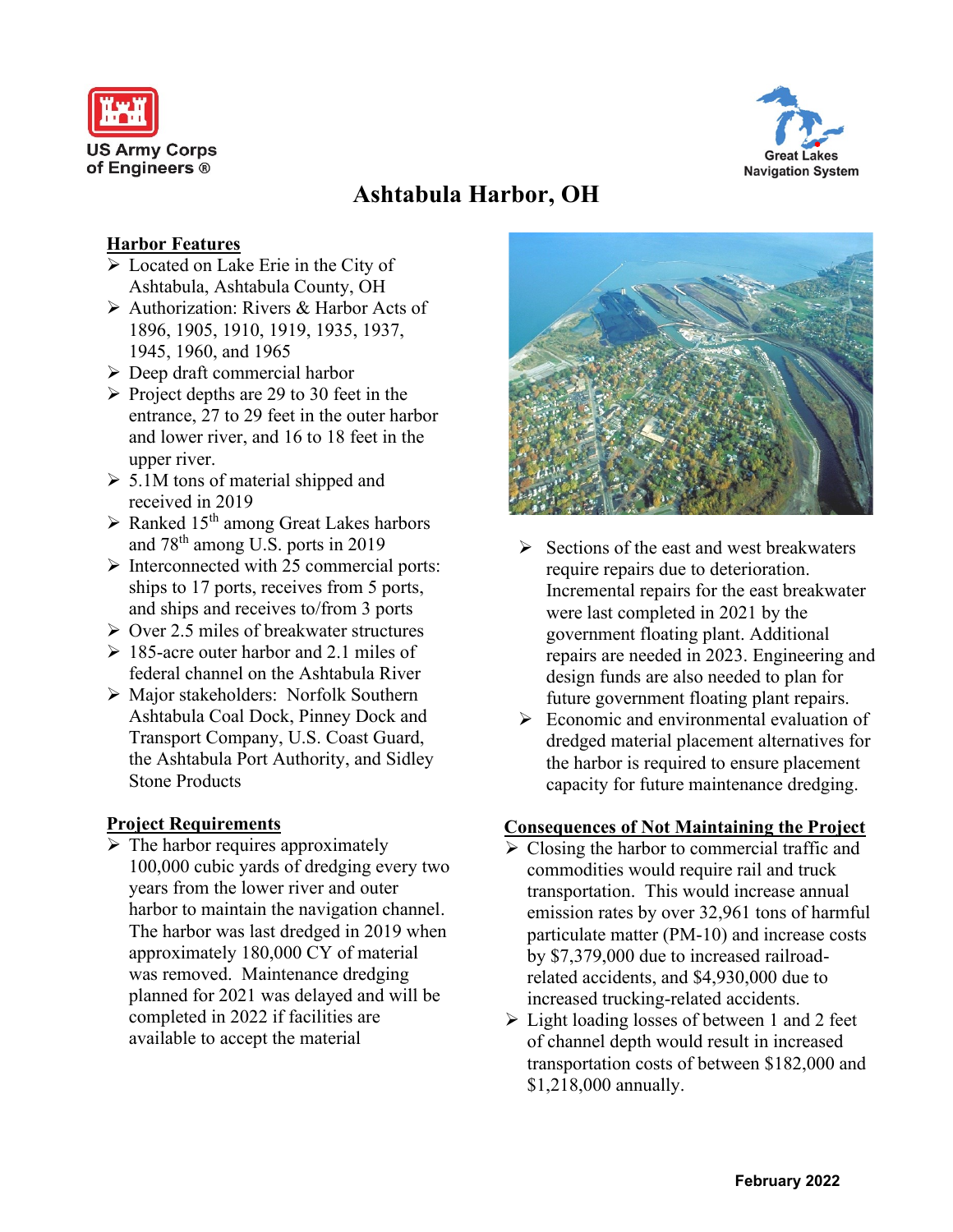US Army Corps of Engineers ®

Great Lakes Navigation System

# Ashtabula Harbor, OH

## Harbor Features

- Located on Lake Erie in the City of Ashtabula, Ashtabula County, OH
- Authorization: Rivers & Harbor Acts of 1896, 1905, 1910, 1919, 1935, 1937, 1945, 1960, and 1965
- Deep draft commercial harbor
- Project depths are 29 to 30 feet in the entrance, 27 to 29 feet in the outer harbor and lower river, and 16 to 18 feet in the upper river.
- 5.1M tons of material shipped and received in 2019
- Ranked 15th among Great Lakes harbors and 78th among U.S. ports in 2019
- Interconnected with 25 commercial ports: ships to 17 ports, receives from 5 ports, and ships and receives to/from 3 ports
- Over 2.5 miles of breakwater structures
- 185-acre outer harbor and 2.1 miles of federal channel on the Ashtabula River
- Major stakeholders: Norfolk Southern Ashtabula Coal Dock, Pinney Dock and Transport Company, U.S. Coast Guard, the Ashtabula Port Authority, and Sidley Stone Products

## Project Requirements

- The harbor requires approximately 100,000 cubic yards of dredging every two years from the lower river and outer harbor to maintain the navigation channel. The harbor was last dredged in 2019 when approximately 180,000 CY of material was removed. Maintenance dredging planned for 2021 was delayed and will be completed in 2022 if facilities are available to accept the material
- Sections of the east and west breakwaters require repairs due to deterioration. Incremental repairs for the east breakwater were last completed in 2021 by the government floating plant. Additional repairs are needed in 2023. Engineering and design funds are also needed to plan for future government floating plant repairs.
- Economic and environmental evaluation of dredged material placement alternatives for the harbor is required to ensure placement capacity for future maintenance dredging.

## Consequences of Not Maintaining the Project

- Closing the harbor to commercial traffic and commodities would require rail and truck transportation. This would increase annual emission rates by over 32,961 tons of harmful particulate matter (PM-10) and increase costs by $7,379,000 due to increased railroad-related accidents, and $4,930,000 due to increased trucking-related accidents.
- Light loading losses of between 1 and 2 feet of channel depth would result in increased transportation costs of between $182,000 and $1,218,000 annually.

February 2022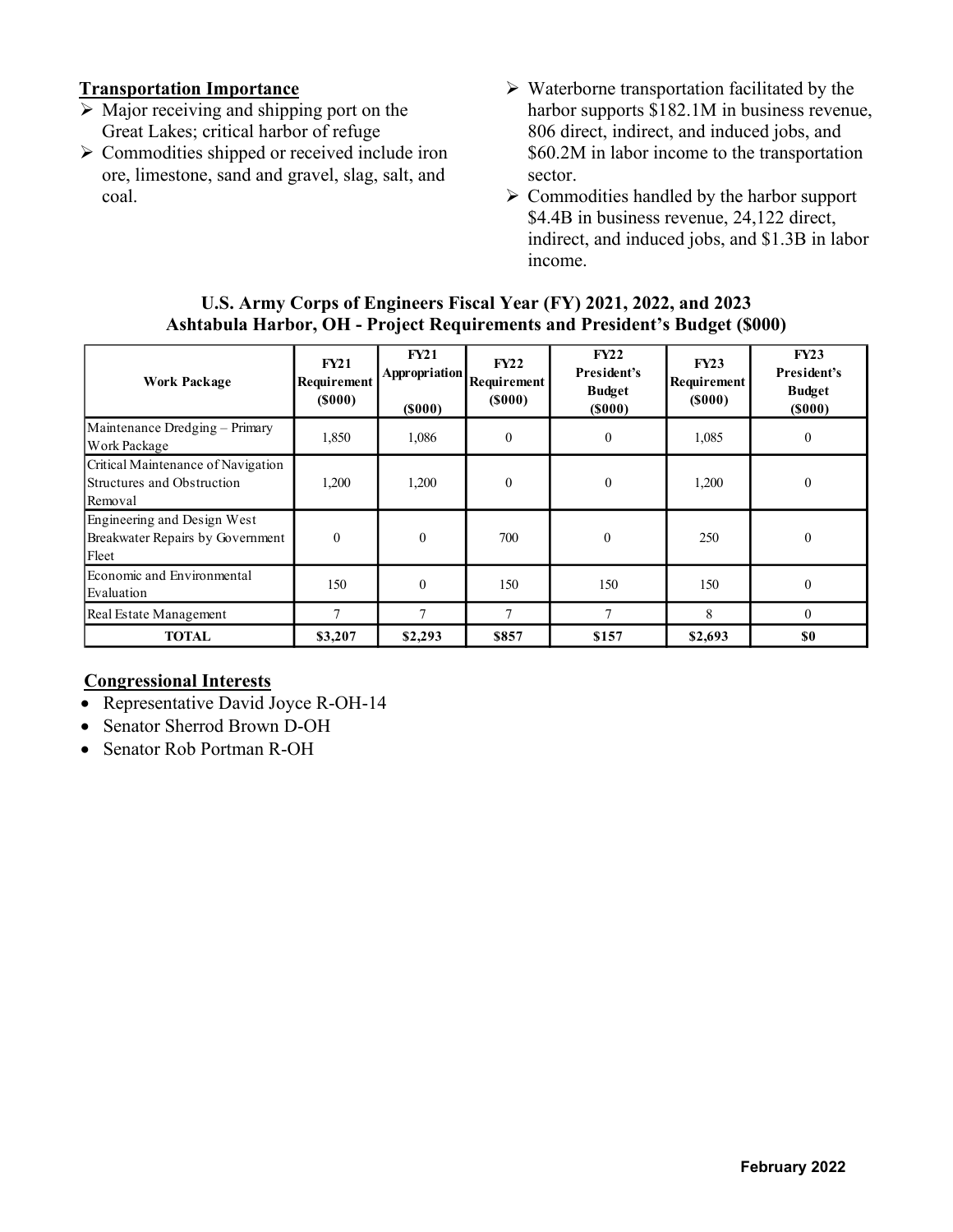## Transportation Importance

- Major receiving and shipping port on the Great Lakes; critical harbor of refuge
- Commodities shipped or received include iron ore, limestone, sand and gravel, slag, salt, and coal.
- Waterborne transportation facilitated by the harbor supports $182.1M in business revenue, 806 direct, indirect, and induced jobs, and $60.2M in labor income to the transportation sector.
- Commodities handled by the harbor support $4.4B in business revenue, 24,122 direct, indirect, and induced jobs, and $1.3B in labor income.

**U.S. Army Corps of Engineers Fiscal Year (FY) 2021, 2022, and 2023 Ashtabula Harbor, OH - Project Requirements and President's Budget ($000)**

| Work Package | FY21 Requirement ($000) | FY21 Appropriation ($000) | FY22 Requirement ($000) | FY22 President's Budget ($000) | FY23 Requirement ($000) | FY23 President's Budget ($000) |
|---|---|---|---|---|---|---|
| Maintenance Dredging – Primary Work Package | 1,850 | 1,086 | 0 | 0 | 1,085 | 0 |
| Critical Maintenance of Navigation Structures and Obstruction Removal | 1,200 | 1,200 | 0 | 0 | 1,200 | 0 |
| Engineering and Design West Breakwater Repairs by Government Fleet | 0 | 0 | 700 | 0 | 250 | 0 |
| Economic and Environmental Evaluation | 150 | 0 | 150 | 150 | 150 | 0 |
| Real Estate Management | 7 | 7 | 7 | 7 | 8 | 0 |
| **TOTAL** | **$3,207** | **$2,293** | **$857** | **$157** | **$2,693** | **$0** |

## Congressional Interests

- Representative David Joyce R-OH-14
- Senator Sherrod Brown D-OH
- Senator Rob Portman R-OH

February 2022